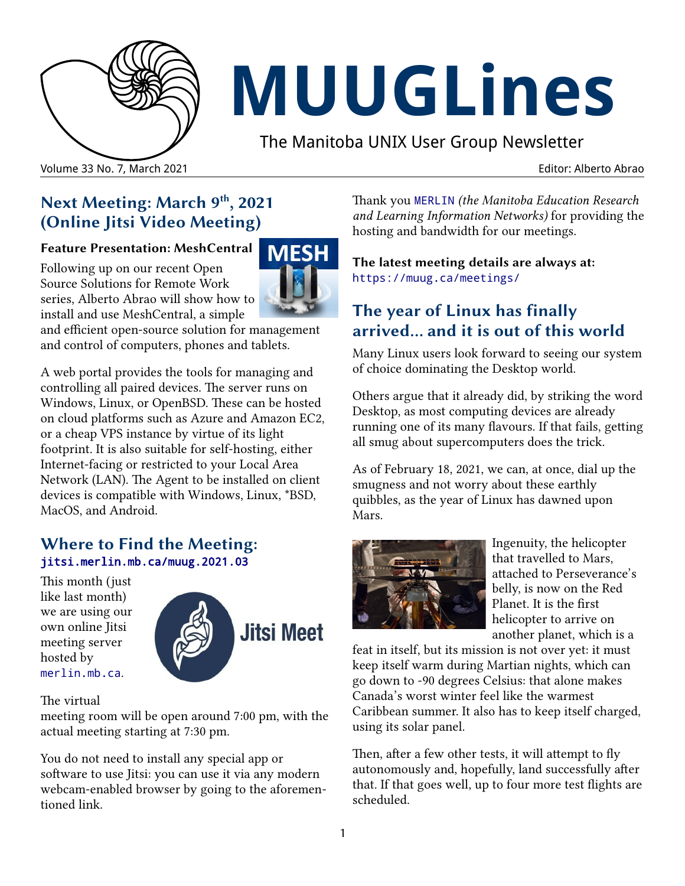# MUUGLines

The Manitoba UNIX User Group Newsletter

Volume 33 No. 7, March 2021 — Editor: Alberto Abrao

## Next Meeting: March 9th, 2021 (Online Jitsi Video Meeting)

### Feature Presentation: MeshCentral

Following up on our recent Open Source Solutions for Remote Work series, Alberto Abrao will show how to install and use MeshCentral, a simple and efficient open-source solution for management and control of computers, phones and tablets.

A web portal provides the tools for managing and controlling all paired devices. The server runs on Windows, Linux, or OpenBSD. These can be hosted on cloud platforms such as Azure and Amazon EC2, or a cheap VPS instance by virtue of its light footprint. It is also suitable for self-hosting, either Internet-facing or restricted to your Local Area Network (LAN). The Agent to be installed on client devices is compatible with Windows, Linux, *BSD, MacOS, and Android.

## Where to Find the Meeting: `jitsi.merlin.mb.ca/muug.2021.03`

This month (just like last month) we are using our own online Jitsi meeting server hosted by `merlin.mb.ca`.

The virtual meeting room will be open around 7:00 pm, with the actual meeting starting at 7:30 pm.

You do not need to install any special app or software to use Jitsi: you can use it via any modern webcam-enabled browser by going to the aforementioned link.

Thank you `MERLIN` *(the Manitoba Education Research and Learning Information Networks)* for providing the hosting and bandwidth for our meetings.

**The latest meeting details are always at:** `https://muug.ca/meetings/`

## The year of Linux has finally arrived... and it is out of this world

Many Linux users look forward to seeing our system of choice dominating the Desktop world.

Others argue that it already did, by striking the word Desktop, as most computing devices are already running one of its many flavours. If that fails, getting all smug about supercomputers does the trick.

As of February 18, 2021, we can, at once, dial up the smugness and not worry about these earthly quibbles, as the year of Linux has dawned upon Mars.

Ingenuity, the helicopter that travelled to Mars, attached to Perseverance's belly, is now on the Red Planet. It is the first helicopter to arrive on another planet, which is a feat in itself, but its mission is not over yet: it must keep itself warm during Martian nights, which can go down to -90 degrees Celsius: that alone makes Canada's worst winter feel like the warmest Caribbean summer. It also has to keep itself charged, using its solar panel.

Then, after a few other tests, it will attempt to fly autonomously and, hopefully, land successfully after that. If that goes well, up to four more test flights are scheduled.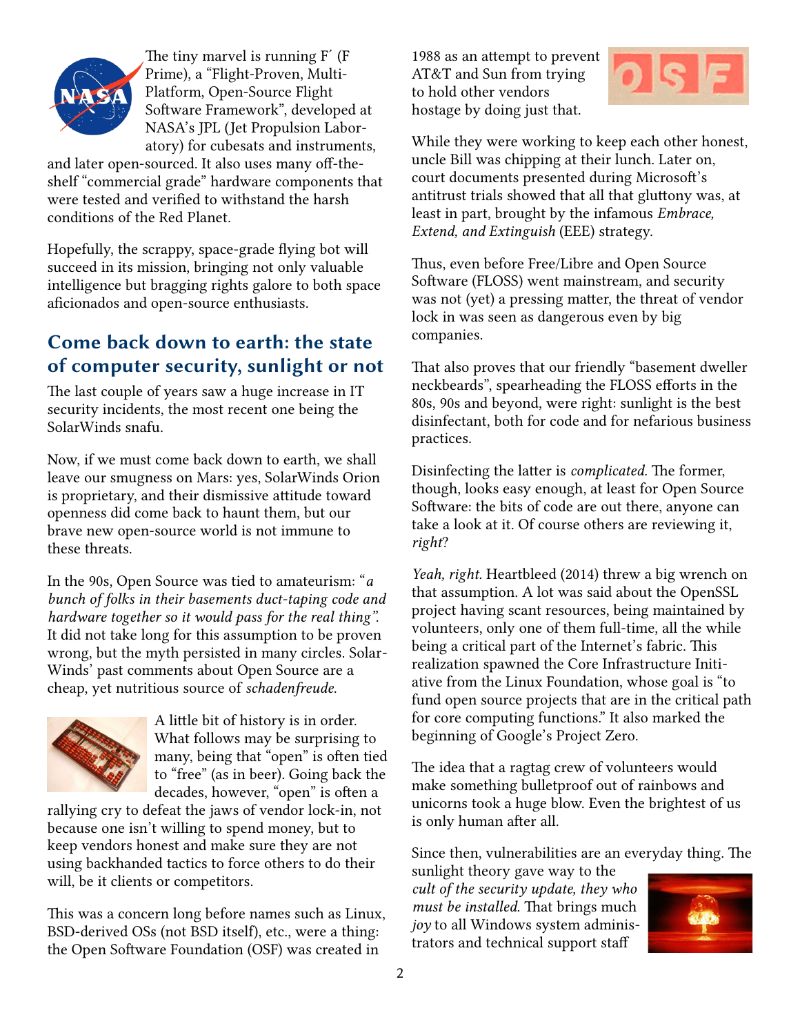The tiny marvel is running F´ (F Prime), a "Flight-Proven, Multi-Platform, Open-Source Flight Software Framework", developed at NASA's JPL (Jet Propulsion Laboratory) for cubesats and instruments, and later open-sourced. It also uses many off-the-shelf "commercial grade" hardware components that were tested and verified to withstand the harsh conditions of the Red Planet.

Hopefully, the scrappy, space-grade flying bot will succeed in its mission, bringing not only valuable intelligence but bragging rights galore to both space aficionados and open-source enthusiasts.

## Come back down to earth: the state of computer security, sunlight or not

The last couple of years saw a huge increase in IT security incidents, the most recent one being the SolarWinds snafu.

Now, if we must come back down to earth, we shall leave our smugness on Mars: yes, SolarWinds Orion is proprietary, and their dismissive attitude toward openness did come back to haunt them, but our brave new open-source world is not immune to these threats.

In the 90s, Open Source was tied to amateurism: "*a bunch of folks in their basements duct-taping code and hardware together so it would pass for the real thing".* It did not take long for this assumption to be proven wrong, but the myth persisted in many circles. SolarWinds' past comments about Open Source are a cheap, yet nutritious source of *schadenfreude.*

A little bit of history is in order. What follows may be surprising to many, being that "open" is often tied to "free" (as in beer). Going back the decades, however, "open" is often a rallying cry to defeat the jaws of vendor lock-in, not because one isn't willing to spend money, but to keep vendors honest and make sure they are not using backhanded tactics to force others to do their will, be it clients or competitors.

This was a concern long before names such as Linux, BSD-derived OSs (not BSD itself), etc., were a thing: the Open Software Foundation (OSF) was created in 1988 as an attempt to prevent AT&T and Sun from trying to hold other vendors hostage by doing just that.

While they were working to keep each other honest, uncle Bill was chipping at their lunch. Later on, court documents presented during Microsoft's antitrust trials showed that all that gluttony was, at least in part, brought by the infamous *Embrace, Extend, and Extinguish* (EEE) strategy.

Thus, even before Free/Libre and Open Source Software (FLOSS) went mainstream, and security was not (yet) a pressing matter, the threat of vendor lock in was seen as dangerous even by big companies.

That also proves that our friendly "basement dweller neckbeards", spearheading the FLOSS efforts in the 80s, 90s and beyond, were right: sunlight is the best disinfectant, both for code and for nefarious business practices.

Disinfecting the latter is *complicated.* The former, though, looks easy enough, at least for Open Source Software: the bits of code are out there, anyone can take a look at it. Of course others are reviewing it, *right*?

*Yeah, right.* Heartbleed (2014) threw a big wrench on that assumption. A lot was said about the OpenSSL project having scant resources, being maintained by volunteers, only one of them full-time, all the while being a critical part of the Internet's fabric. This realization spawned the Core Infrastructure Initiative from the Linux Foundation, whose goal is "to fund open source projects that are in the critical path for core computing functions." It also marked the beginning of Google's Project Zero.

The idea that a ragtag crew of volunteers would make something bulletproof out of rainbows and unicorns took a huge blow. Even the brightest of us is only human after all.

Since then, vulnerabilities are an everyday thing. The sunlight theory gave way to the *cult of the security update, they who must be installed.* That brings much *joy* to all Windows system administrators and technical support staff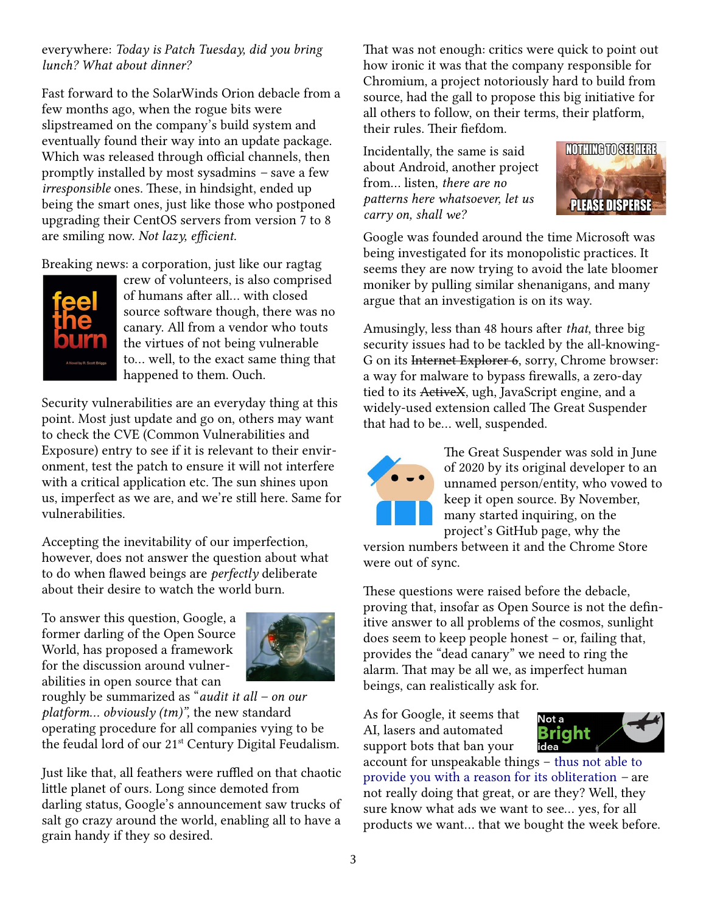everywhere: *Today is Patch Tuesday, did you bring lunch? What about dinner?*

Fast forward to the SolarWinds Orion debacle from a few months ago, when the rogue bits were slipstreamed on the company's build system and eventually found their way into an update package. Which was released through official channels, then promptly installed by most sysadmins – save a few *irresponsible* ones. These, in hindsight, ended up being the smart ones, just like those who postponed upgrading their CentOS servers from version 7 to 8 are smiling now. *Not lazy, efficient.*

Breaking news: a corporation, just like our ragtag crew of volunteers, is also comprised of humans after all... with closed source software though, there was no canary. All from a vendor who touts the virtues of not being vulnerable to... well, to the exact same thing that happened to them. Ouch.

Security vulnerabilities are an everyday thing at this point. Most just update and go on, others may want to check the CVE (Common Vulnerabilities and Exposure) entry to see if it is relevant to their environment, test the patch to ensure it will not interfere with a critical application etc. The sun shines upon us, imperfect as we are, and we're still here. Same for vulnerabilities.

Accepting the inevitability of our imperfection, however, does not answer the question about what to do when flawed beings are *perfectly* deliberate about their desire to watch the world burn.

To answer this question, Google, a former darling of the Open Source World, has proposed a framework for the discussion around vulnerabilities in open source that can roughly be summarized as "*audit it all – on our platform... obviously (tm)*", the new standard operating procedure for all companies vying to be the feudal lord of our 21st Century Digital Feudalism.

Just like that, all feathers were ruffled on that chaotic little planet of ours. Long since demoted from darling status, Google's announcement saw trucks of salt go crazy around the world, enabling all to have a grain handy if they so desired.

That was not enough: critics were quick to point out how ironic it was that the company responsible for Chromium, a project notoriously hard to build from source, had the gall to propose this big initiative for all others to follow, on their terms, their platform, their rules. Their fiefdom.

Incidentally, the same is said about Android, another project from... listen, *there are no patterns here whatsoever, let us carry on, shall we?*

Google was founded around the time Microsoft was being investigated for its monopolistic practices. It seems they are now trying to avoid the late bloomer moniker by pulling similar shenanigans, and many argue that an investigation is on its way.

Amusingly, less than 48 hours after *that*, three big security issues had to be tackled by the all-knowing-G on its ~~Internet Explorer 6~~, sorry, Chrome browser: a way for malware to bypass firewalls, a zero-day tied to its ~~ActiveX~~, ugh, JavaScript engine, and a widely-used extension called The Great Suspender that had to be... well, suspended.

The Great Suspender was sold in June of 2020 by its original developer to an unnamed person/entity, who vowed to keep it open source. By November, many started inquiring, on the project's GitHub page, why the version numbers between it and the Chrome Store were out of sync.

These questions were raised before the debacle, proving that, insofar as Open Source is not the definitive answer to all problems of the cosmos, sunlight does seem to keep people honest – or, failing that, provides the "dead canary" we need to ring the alarm. That may be all we, as imperfect human beings, can realistically ask for.

As for Google, it seems that AI, lasers and automated support bots that ban your account for unspeakable things – thus not able to provide you with a reason for its obliteration – are not really doing that great, or are they? Well, they sure know what ads we want to see... yes, for all products we want... that we bought the week before.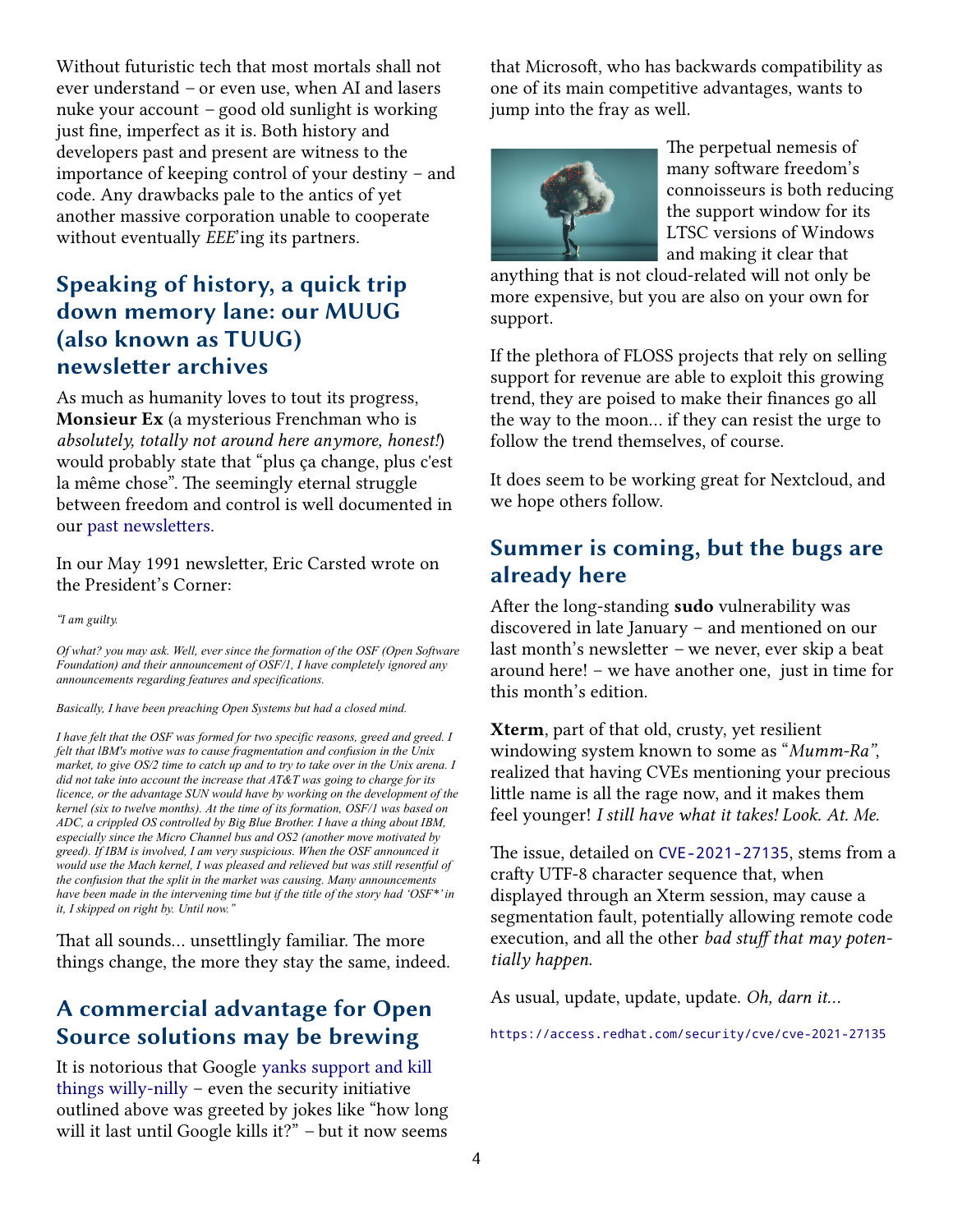Without futuristic tech that most mortals shall not ever understand – or even use, when AI and lasers nuke your account – good old sunlight is working just fine, imperfect as it is. Both history and developers past and present are witness to the importance of keeping control of your destiny – and code. Any drawbacks pale to the antics of yet another massive corporation unable to cooperate without eventually *EEE*'ing its partners.

## Speaking of history, a quick trip down memory lane: our MUUG (also known as TUUG) newsletter archives

As much as humanity loves to tout its progress, **Monsieur Ex** (a mysterious Frenchman who is *absolutely, totally not around here anymore, honest!*) would probably state that "plus ça change, plus c'est la même chose". The seemingly eternal struggle between freedom and control is well documented in our past newsletters.

In our May 1991 newsletter, Eric Carsted wrote on the President's Corner:

*"I am guilty.*

*Of what? you may ask. Well, ever since the formation of the OSF (Open Software Foundation) and their announcement of OSF/1, I have completely ignored any announcements regarding features and specifications.*

*Basically, I have been preaching Open Systems but had a closed mind.*

*I have felt that the OSF was formed for two specific reasons, greed and greed. I felt that IBM's motive was to cause fragmentation and confusion in the Unix market, to give OS/2 time to catch up and to try to take over in the Unix arena. I did not take into account the increase that AT&T was going to charge for its licence, or the advantage SUN would have by working on the development of the kernel (six to twelve months). At the time of its formation, OSF/1 was based on ADC, a crippled OS controlled by Big Blue Brother. I have a thing about IBM, especially since the Micro Channel bus and OS2 (another move motivated by greed). If IBM is involved, I am very suspicious. When the OSF announced it would use the Mach kernel, I was pleased and relieved but was still resentful of the confusion that the split in the market was causing. Many announcements have been made in the intervening time but if the title of the story had 'OSF*' in it, I skipped on right by. Until now."*

That all sounds... unsettlingly familiar. The more things change, the more they stay the same, indeed.

## A commercial advantage for Open Source solutions may be brewing

It is notorious that Google yanks support and kill things willy-nilly – even the security initiative outlined above was greeted by jokes like "how long will it last until Google kills it?" – but it now seems that Microsoft, who has backwards compatibility as one of its main competitive advantages, wants to jump into the fray as well.

The perpetual nemesis of many software freedom's connoisseurs is both reducing the support window for its LTSC versions of Windows and making it clear that anything that is not cloud-related will not only be more expensive, but you are also on your own for support.

If the plethora of FLOSS projects that rely on selling support for revenue are able to exploit this growing trend, they are poised to make their finances go all the way to the moon... if they can resist the urge to follow the trend themselves, of course.

It does seem to be working great for Nextcloud, and we hope others follow.

## Summer is coming, but the bugs are already here

After the long-standing **sudo** vulnerability was discovered in late January – and mentioned on our last month's newsletter – we never, ever skip a beat around here! – we have another one, just in time for this month's edition.

**Xterm**, part of that old, crusty, yet resilient windowing system known to some as "*Mumm-Ra"*, realized that having CVEs mentioning your precious little name is all the rage now, and it makes them feel younger! *I still have what it takes! Look. At. Me.*

The issue, detailed on CVE-2021-27135, stems from a crafty UTF-8 character sequence that, when displayed through an Xterm session, may cause a segmentation fault, potentially allowing remote code execution, and all the other *bad stuff that may potentially happen.*

As usual, update, update, update. *Oh, darn it...*

https://access.redhat.com/security/cve/cve-2021-27135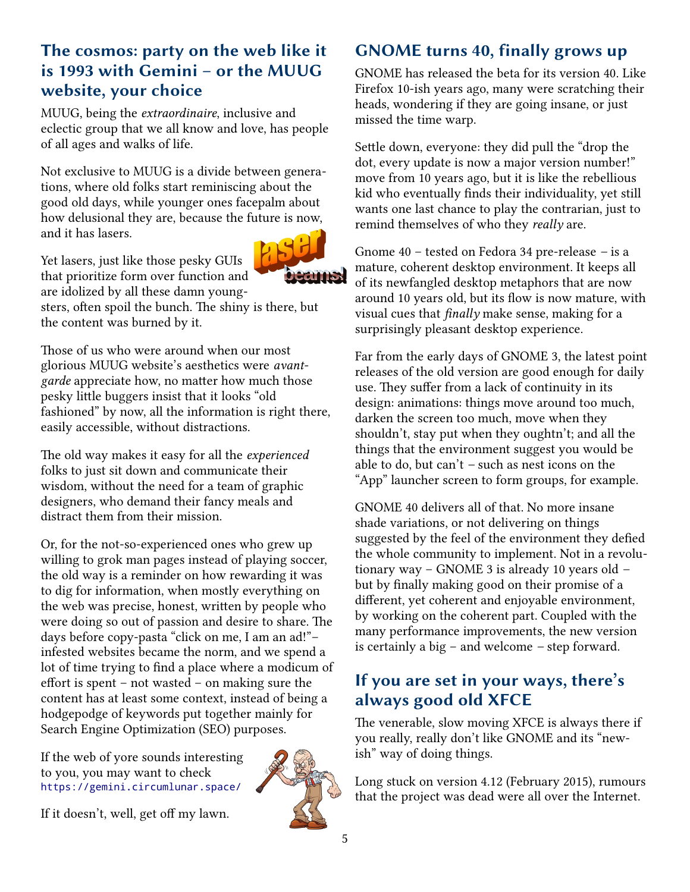## The cosmos: party on the web like it is 1993 with Gemini – or the MUUG website, your choice

MUUG, being the *extraordinaire*, inclusive and eclectic group that we all know and love, has people of all ages and walks of life.

Not exclusive to MUUG is a divide between generations, where old folks start reminiscing about the good old days, while younger ones facepalm about how delusional they are, because the future is now, and it has lasers.

Yet lasers, just like those pesky GUIs that prioritize form over function and are idolized by all these damn youngsters, often spoil the bunch. The shiny is there, but the content was burned by it.

Those of us who were around when our most glorious MUUG website's aesthetics were *avant-garde* appreciate how, no matter how much those pesky little buggers insist that it looks "old fashioned" by now, all the information is right there, easily accessible, without distractions.

The old way makes it easy for all the *experienced* folks to just sit down and communicate their wisdom, without the need for a team of graphic designers, who demand their fancy meals and distract them from their mission.

Or, for the not-so-experienced ones who grew up willing to grok man pages instead of playing soccer, the old way is a reminder on how rewarding it was to dig for information, when mostly everything on the web was precise, honest, written by people who were doing so out of passion and desire to share. The days before copy-pasta "click on me, I am an ad!"–infested websites became the norm, and we spend a lot of time trying to find a place where a modicum of effort is spent – not wasted – on making sure the content has at least some context, instead of being a hodgepodge of keywords put together mainly for Search Engine Optimization (SEO) purposes.

If the web of yore sounds interesting to you, you may want to check https://gemini.circumlunar.space/

If it doesn't, well, get off my lawn.

## GNOME turns 40, finally grows up

GNOME has released the beta for its version 40. Like Firefox 10-ish years ago, many were scratching their heads, wondering if they are going insane, or just missed the time warp.

Settle down, everyone: they did pull the "drop the dot, every update is now a major version number!" move from 10 years ago, but it is like the rebellious kid who eventually finds their individuality, yet still wants one last chance to play the contrarian, just to remind themselves of who they *really* are.

Gnome 40 – tested on Fedora 34 pre-release – is a mature, coherent desktop environment. It keeps all of its newfangled desktop metaphors that are now around 10 years old, but its flow is now mature, with visual cues that *finally* make sense, making for a surprisingly pleasant desktop experience.

Far from the early days of GNOME 3, the latest point releases of the old version are good enough for daily use. They suffer from a lack of continuity in its design: animations: things move around too much, darken the screen too much, move when they shouldn't, stay put when they oughtn't; and all the things that the environment suggest you would be able to do, but can't – such as nest icons on the "App" launcher screen to form groups, for example.

GNOME 40 delivers all of that. No more insane shade variations, or not delivering on things suggested by the feel of the environment they defied the whole community to implement. Not in a revolutionary way – GNOME 3 is already 10 years old – but by finally making good on their promise of a different, yet coherent and enjoyable environment, by working on the coherent part. Coupled with the many performance improvements, the new version is certainly a big – and welcome – step forward.

## If you are set in your ways, there's always good old XFCE

The venerable, slow moving XFCE is always there if you really, really don't like GNOME and its "new-ish" way of doing things.

Long stuck on version 4.12 (February 2015), rumours that the project was dead were all over the Internet.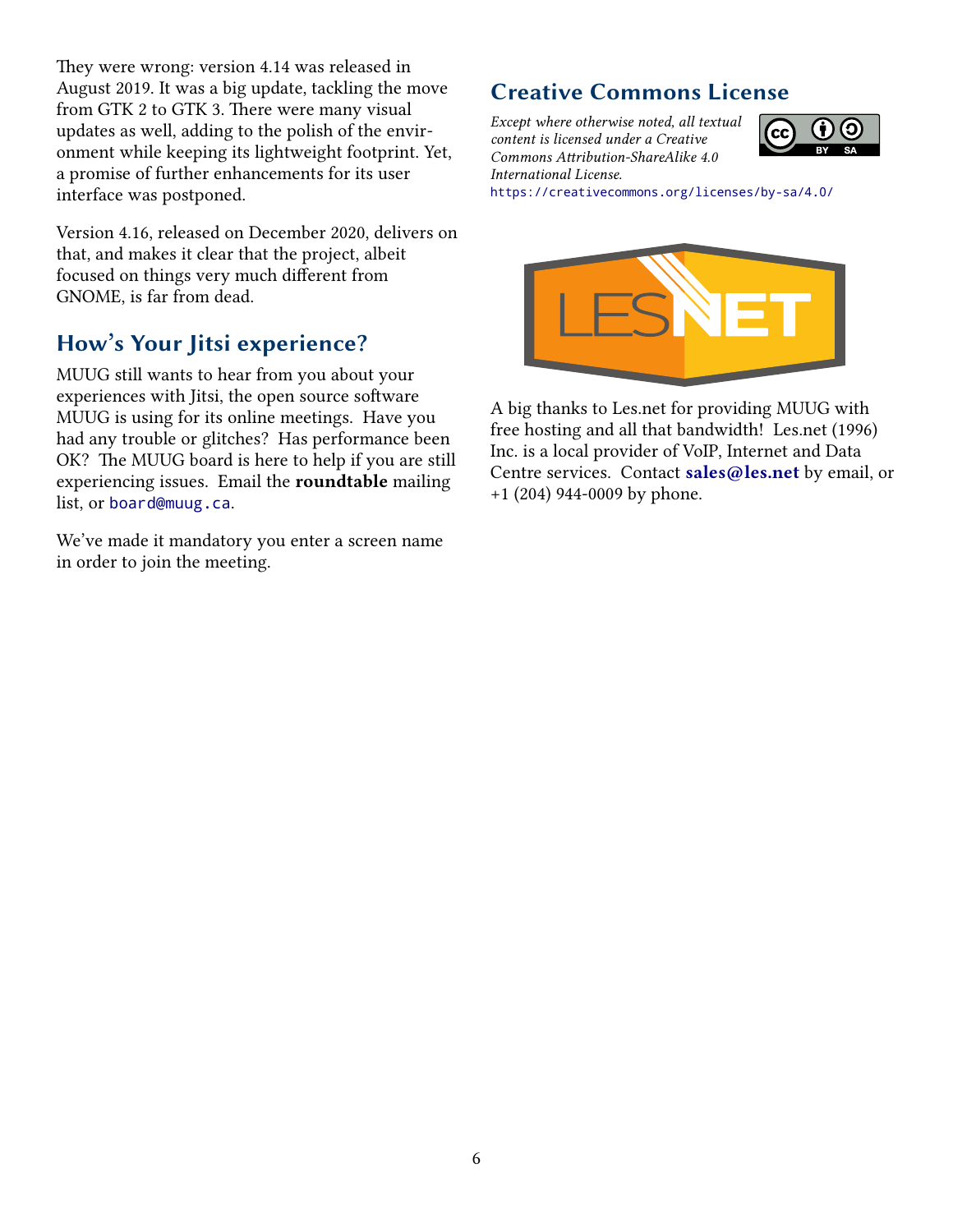They were wrong: version 4.14 was released in August 2019. It was a big update, tackling the move from GTK 2 to GTK 3. There were many visual updates as well, adding to the polish of the environment while keeping its lightweight footprint. Yet, a promise of further enhancements for its user interface was postponed.

Version 4.16, released on December 2020, delivers on that, and makes it clear that the project, albeit focused on things very much different from GNOME, is far from dead.

## How's Your Jitsi experience?

MUUG still wants to hear from you about your experiences with Jitsi, the open source software MUUG is using for its online meetings. Have you had any trouble or glitches? Has performance been OK? The MUUG board is here to help if you are still experiencing issues. Email the **roundtable** mailing list, or `board@muug.ca`.

We've made it mandatory you enter a screen name in order to join the meeting.

## Creative Commons License

*Except where otherwise noted, all textual content is licensed under a Creative Commons Attribution-ShareAlike 4.0 International License.*
`https://creativecommons.org/licenses/by-sa/4.0/`

A big thanks to Les.net for providing MUUG with free hosting and all that bandwidth! Les.net (1996) Inc. is a local provider of VoIP, Internet and Data Centre services. Contact **sales@les.net** by email, or +1 (204) 944-0009 by phone.